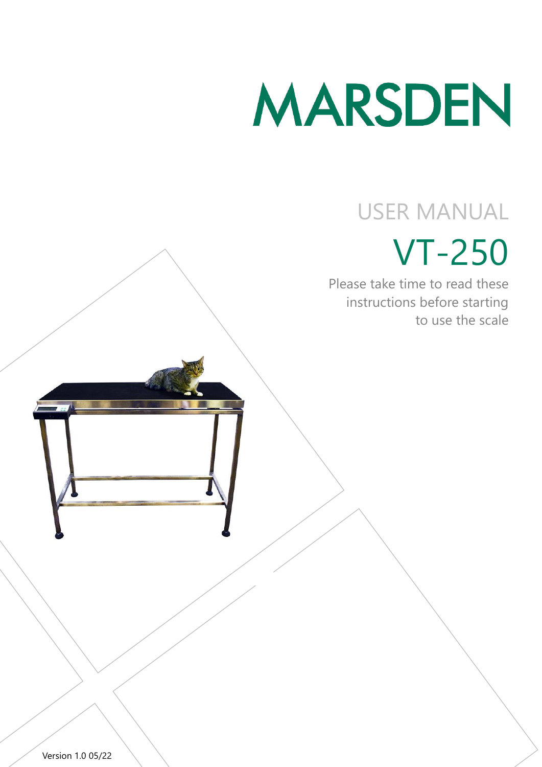# MARSDEN

USER MANUAL

# VT-250

Please take time to read these instructions before starting to use the scale

Version 1.0 05/22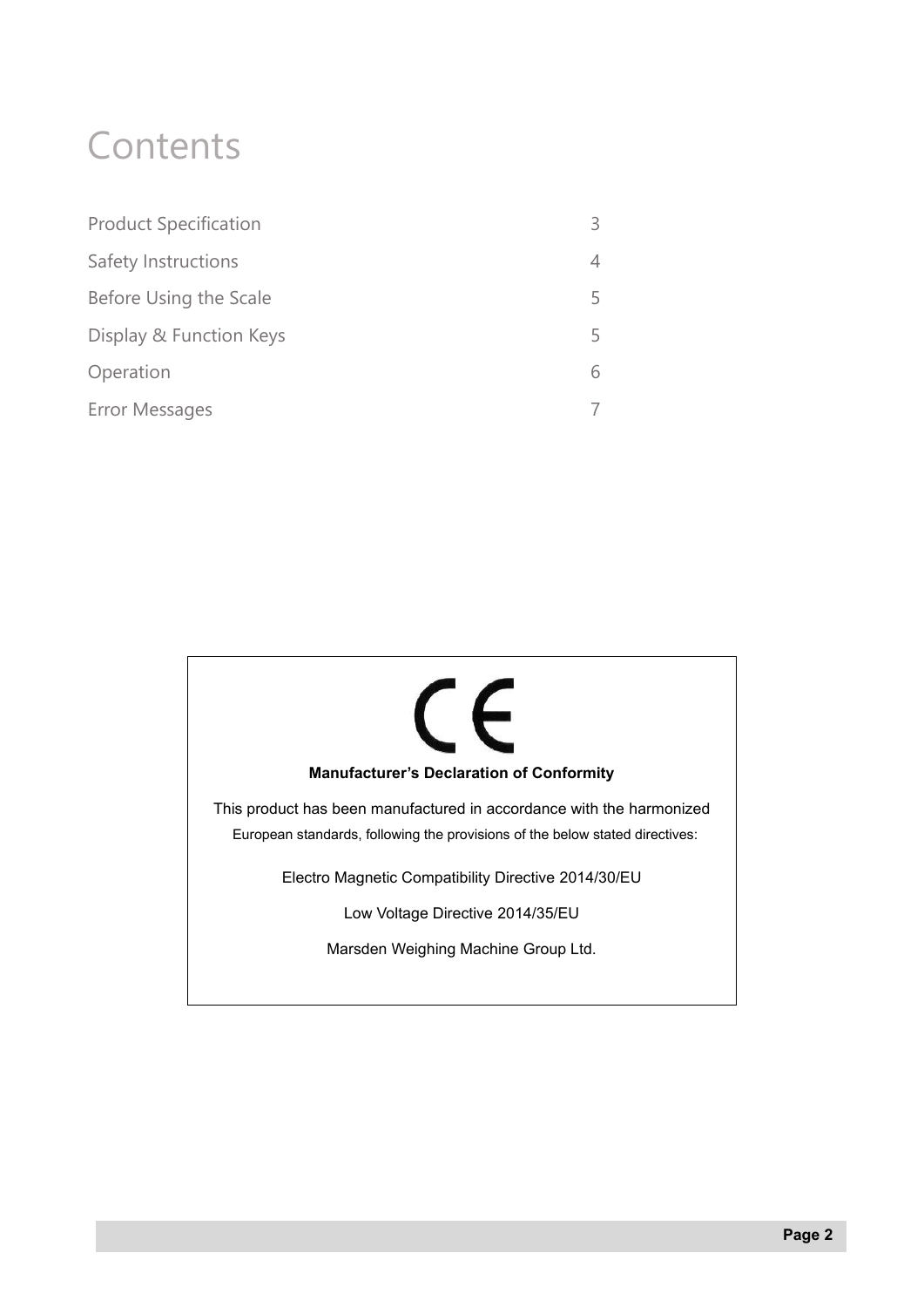# Contents

| | |
|---|---|
| Product Specification | 3 |
| Safety Instructions | 4 |
| Before Using the Scale | 5 |
| Display & Function Keys | 5 |
| Operation | 6 |
| Error Messages | 7 |

CE

**Manufacturer's Declaration of Conformity**

This product has been manufactured in accordance with the harmonized European standards, following the provisions of the below stated directives:

Electro Magnetic Compatibility Directive 2014/30/EU

Low Voltage Directive 2014/35/EU

Marsden Weighing Machine Group Ltd.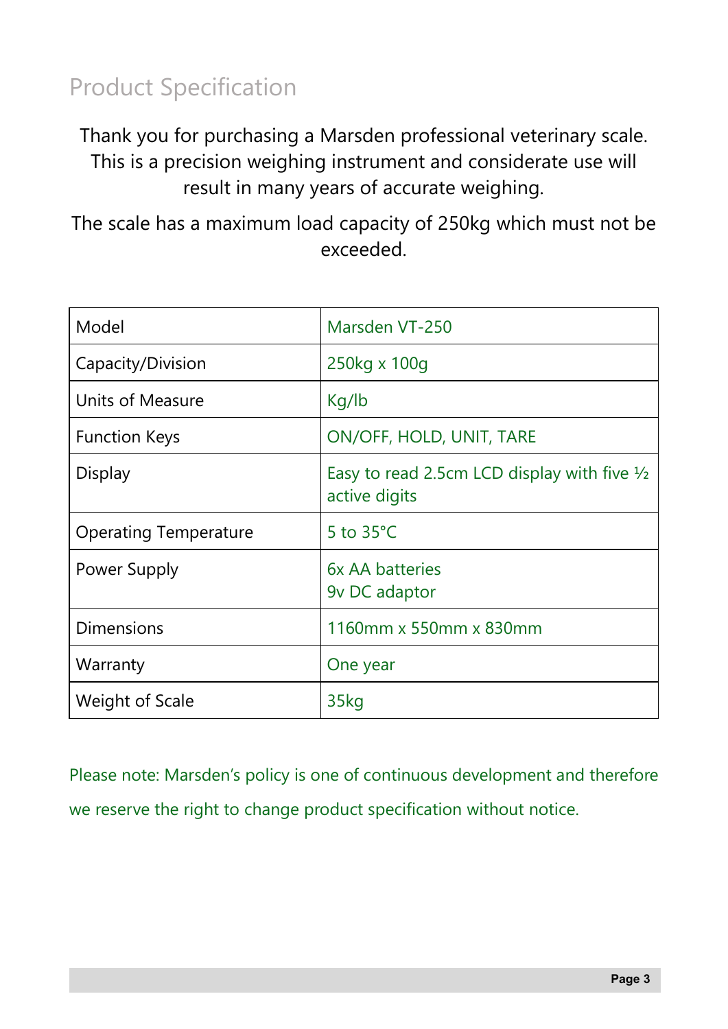# Product Specification

Thank you for purchasing a Marsden professional veterinary scale. This is a precision weighing instrument and considerate use will result in many years of accurate weighing.

The scale has a maximum load capacity of 250kg which must not be exceeded.

| Model | Marsden VT-250 |
|---|---|
| Capacity/Division | 250kg x 100g |
| Units of Measure | Kg/lb |
| Function Keys | ON/OFF, HOLD, UNIT, TARE |
| Display | Easy to read 2.5cm LCD display with five ½ active digits |
| Operating Temperature | 5 to 35°C |
| Power Supply | 6x AA batteries<br>9v DC adaptor |
| Dimensions | 1160mm x 550mm x 830mm |
| Warranty | One year |
| Weight of Scale | 35kg |

Please note: Marsden's policy is one of continuous development and therefore we reserve the right to change product specification without notice.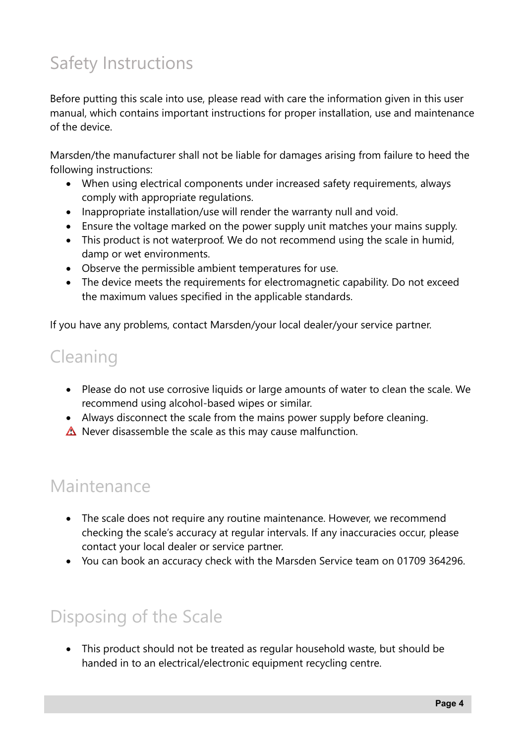# Safety Instructions

Before putting this scale into use, please read with care the information given in this user manual, which contains important instructions for proper installation, use and maintenance of the device.

Marsden/the manufacturer shall not be liable for damages arising from failure to heed the following instructions:

- When using electrical components under increased safety requirements, always comply with appropriate regulations.
- Inappropriate installation/use will render the warranty null and void.
- Ensure the voltage marked on the power supply unit matches your mains supply.
- This product is not waterproof. We do not recommend using the scale in humid, damp or wet environments.
- Observe the permissible ambient temperatures for use.
- The device meets the requirements for electromagnetic capability. Do not exceed the maximum values specified in the applicable standards.

If you have any problems, contact Marsden/your local dealer/your service partner.

# Cleaning

- Please do not use corrosive liquids or large amounts of water to clean the scale. We recommend using alcohol-based wipes or similar.
- Always disconnect the scale from the mains power supply before cleaning.
- ⚠ Never disassemble the scale as this may cause malfunction.

# Maintenance

- The scale does not require any routine maintenance. However, we recommend checking the scale's accuracy at regular intervals. If any inaccuracies occur, please contact your local dealer or service partner.
- You can book an accuracy check with the Marsden Service team on 01709 364296.

# Disposing of the Scale

- This product should not be treated as regular household waste, but should be handed in to an electrical/electronic equipment recycling centre.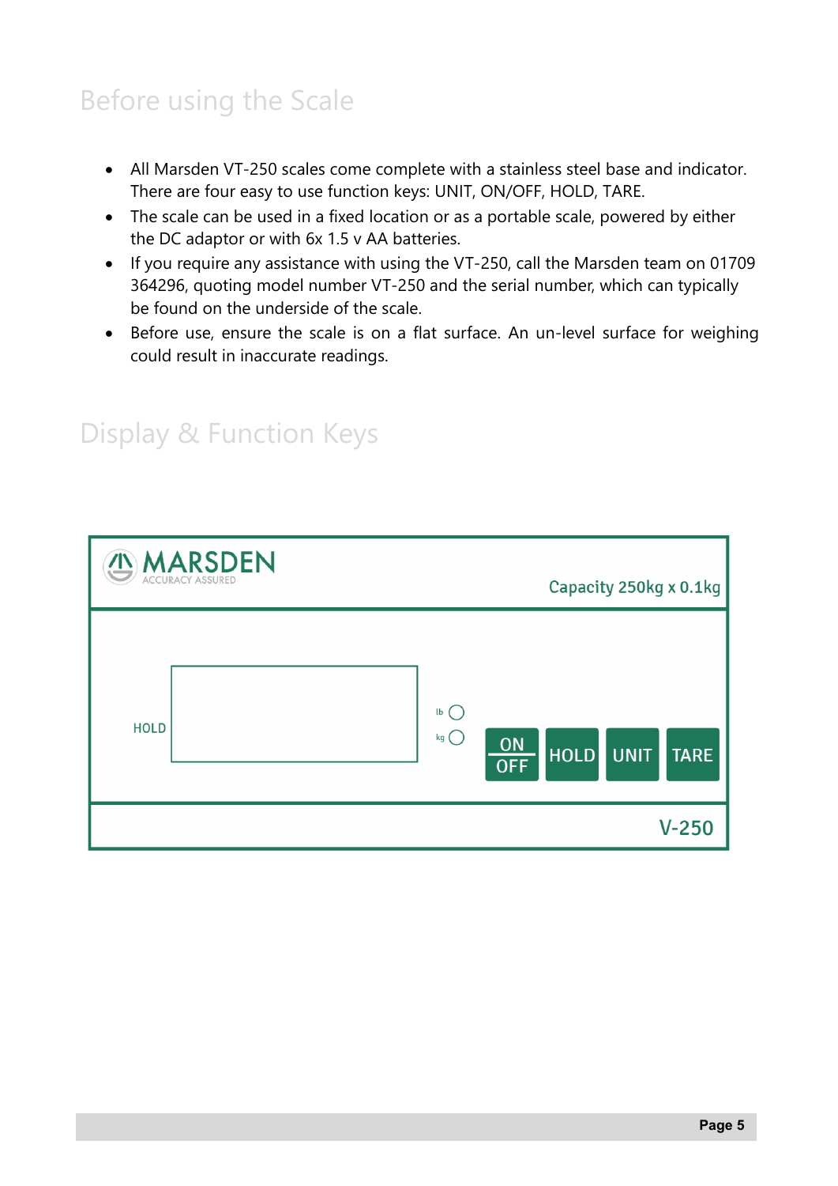## Before using the Scale

- All Marsden VT-250 scales come complete with a stainless steel base and indicator. There are four easy to use function keys: UNIT, ON/OFF, HOLD, TARE.
- The scale can be used in a fixed location or as a portable scale, powered by either the DC adaptor or with 6x 1.5 v AA batteries.
- If you require any assistance with using the VT-250, call the Marsden team on 01709 364296, quoting model number VT-250 and the serial number, which can typically be found on the underside of the scale.
- Before use, ensure the scale is on a flat surface. An un-level surface for weighing could result in inaccurate readings.

## Display & Function Keys

MARSDEN
ACCURACY ASSURED

Capacity 250kg x 0.1kg

HOLD

lb
kg

ON/OFF | HOLD | UNIT | TARE

V-250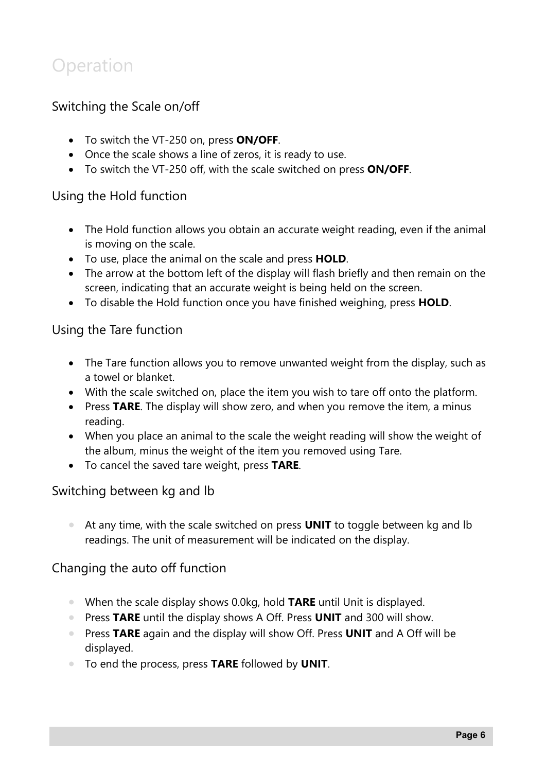# Operation

## Switching the Scale on/off

- To switch the VT-250 on, press **ON/OFF**.
- Once the scale shows a line of zeros, it is ready to use.
- To switch the VT-250 off, with the scale switched on press **ON/OFF**.

## Using the Hold function

- The Hold function allows you obtain an accurate weight reading, even if the animal is moving on the scale.
- To use, place the animal on the scale and press **HOLD**.
- The arrow at the bottom left of the display will flash briefly and then remain on the screen, indicating that an accurate weight is being held on the screen.
- To disable the Hold function once you have finished weighing, press **HOLD**.

## Using the Tare function

- The Tare function allows you to remove unwanted weight from the display, such as a towel or blanket.
- With the scale switched on, place the item you wish to tare off onto the platform.
- Press **TARE**. The display will show zero, and when you remove the item, a minus reading.
- When you place an animal to the scale the weight reading will show the weight of the album, minus the weight of the item you removed using Tare.
- To cancel the saved tare weight, press **TARE**.

## Switching between kg and lb

- At any time, with the scale switched on press **UNIT** to toggle between kg and lb readings. The unit of measurement will be indicated on the display.

## Changing the auto off function

- When the scale display shows 0.0kg, hold **TARE** until Unit is displayed.
- Press **TARE** until the display shows A Off. Press **UNIT** and 300 will show.
- Press **TARE** again and the display will show Off. Press **UNIT** and A Off will be displayed.
- To end the process, press **TARE** followed by **UNIT**.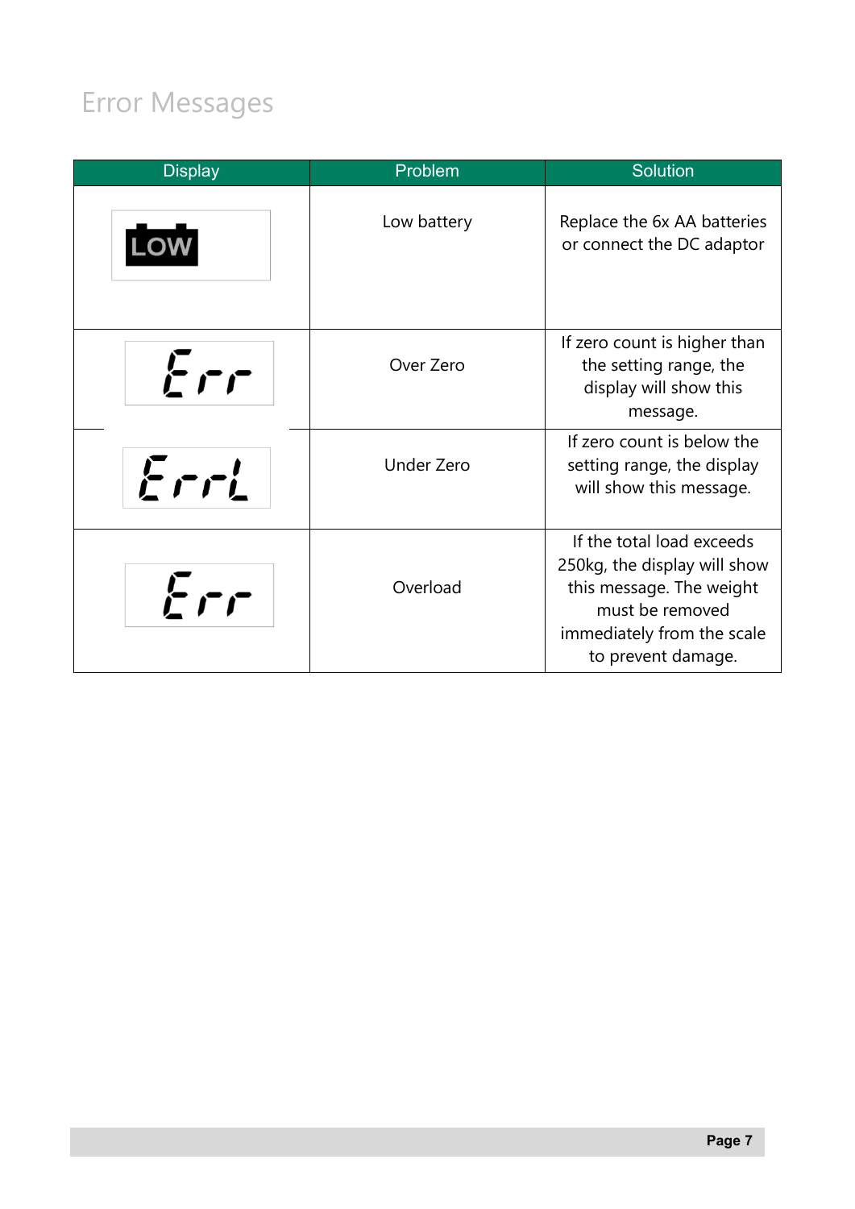## Error Messages

| Display | Problem | Solution |
|---|---|---|
| LOW | Low battery | Replace the 6x AA batteries or connect the DC adaptor |
| Err | Over Zero | If zero count is higher than the setting range, the display will show this message. |
| ErrL | Under Zero | If zero count is below the setting range, the display will show this message. |
| Err | Overload | If the total load exceeds 250kg, the display will show this message. The weight must be removed immediately from the scale to prevent damage. |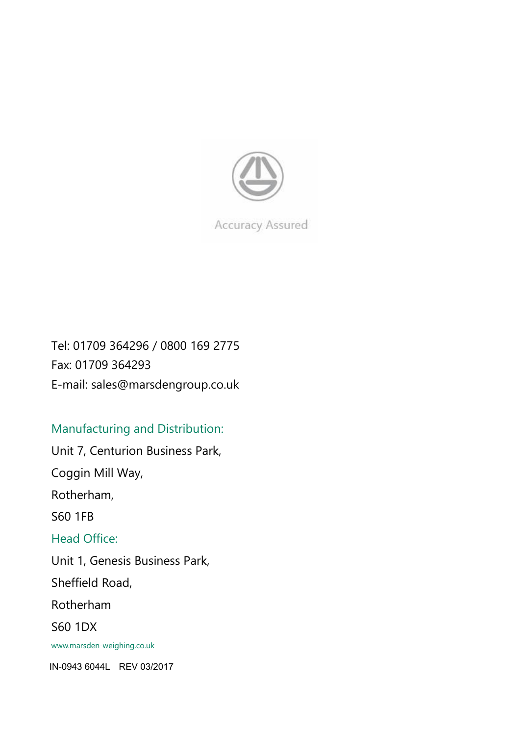Accuracy Assured

Tel: 01709 364296 / 0800 169 2775
Fax: 01709 364293
E-mail: sales@marsdengroup.co.uk

Manufacturing and Distribution:

Unit 7, Centurion Business Park,

Coggin Mill Way,

Rotherham,

S60 1FB

Head Office:

Unit 1, Genesis Business Park,

Sheffield Road,

Rotherham

S60 1DX

www.marsden-weighing.co.uk

IN-0943 6044L REV 03/2017